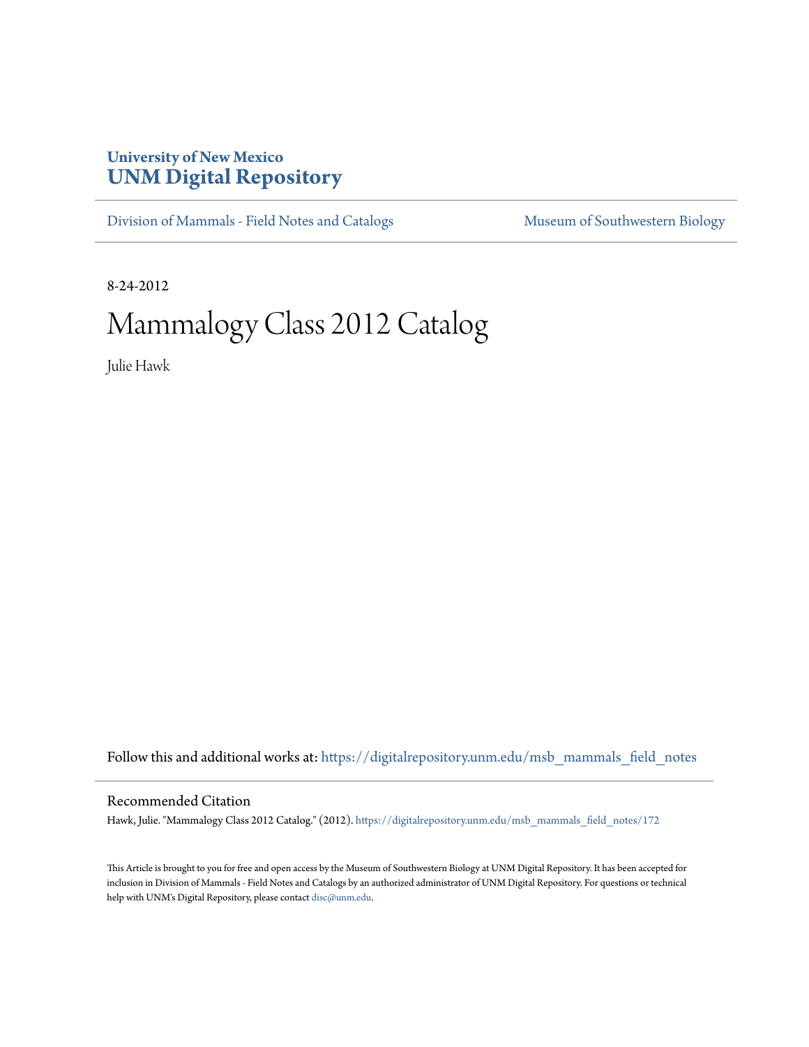University of New Mexico
**UNM Digital Repository**

Division of Mammals - Field Notes and Catalogs | Museum of Southwestern Biology

8-24-2012

# Mammalogy Class 2012 Catalog

Julie Hawk

Follow this and additional works at: https://digitalrepository.unm.edu/msb_mammals_field_notes

## Recommended Citation

Hawk, Julie. "Mammalogy Class 2012 Catalog." (2012). https://digitalrepository.unm.edu/msb_mammals_field_notes/172

This Article is brought to you for free and open access by the Museum of Southwestern Biology at UNM Digital Repository. It has been accepted for inclusion in Division of Mammals - Field Notes and Catalogs by an authorized administrator of UNM Digital Repository. For questions or technical help with UNM's Digital Repository, please contact disc@unm.edu.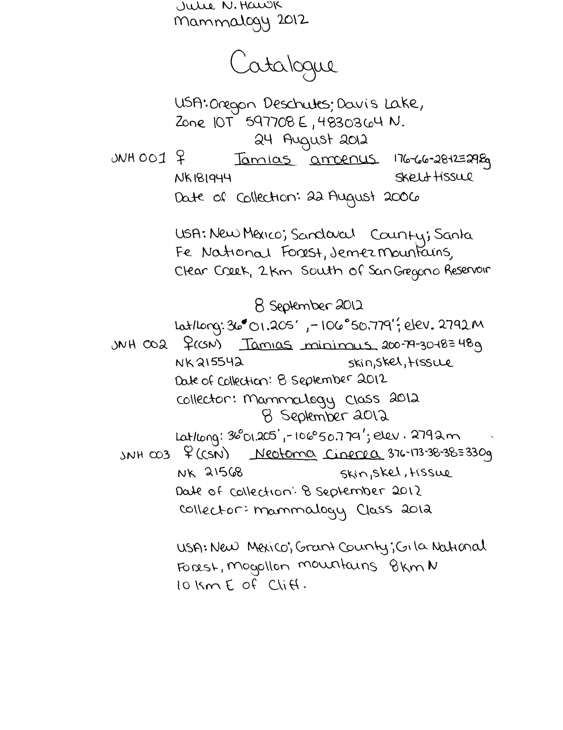Julie N. Hawk
Mammalogy 2012

# Catalogue

USA: Oregon Deschutes; Davis Lake,
Zone 10T 597708 E, 4830364 N.
24 August 2012

JNH 001 ♀ *Tamias amoenus* 176-66-28-12=29.8g
NK181944 skel+tissue
Date of Collection: 22 August 2006

USA: New Mexico; Sandoval County; Santa Fe National Forest, Jemez Mountains, Clear Creek, 2 Km South of San Gregorio Reservoir

8 September 2012
Lat/Long: 36°01.205', -106°50.779'; elev. 2792 M

JNH 002 ♀(CSN) *Tamias minimus* 200-79-30-18=48g
NK215542 skin, skel, tissue
Date of Collection: 8 September 2012
collector: Mammalogy Class 2012

8 September 2012
Lat/Long: 36°01.205', -106°50.779'; elev. 2792m

JNH 003 ♀(CSN) *Neotoma cinerea* 376-173-38-38=330g
NK 21568 skin, skel, tissue
Date of collection: 8 September 2012
collector: mammalogy Class 2012

USA: New Mexico; Grant County; Gila National Forest, Mogollon mountains 8km N
10 Km E of Cliff.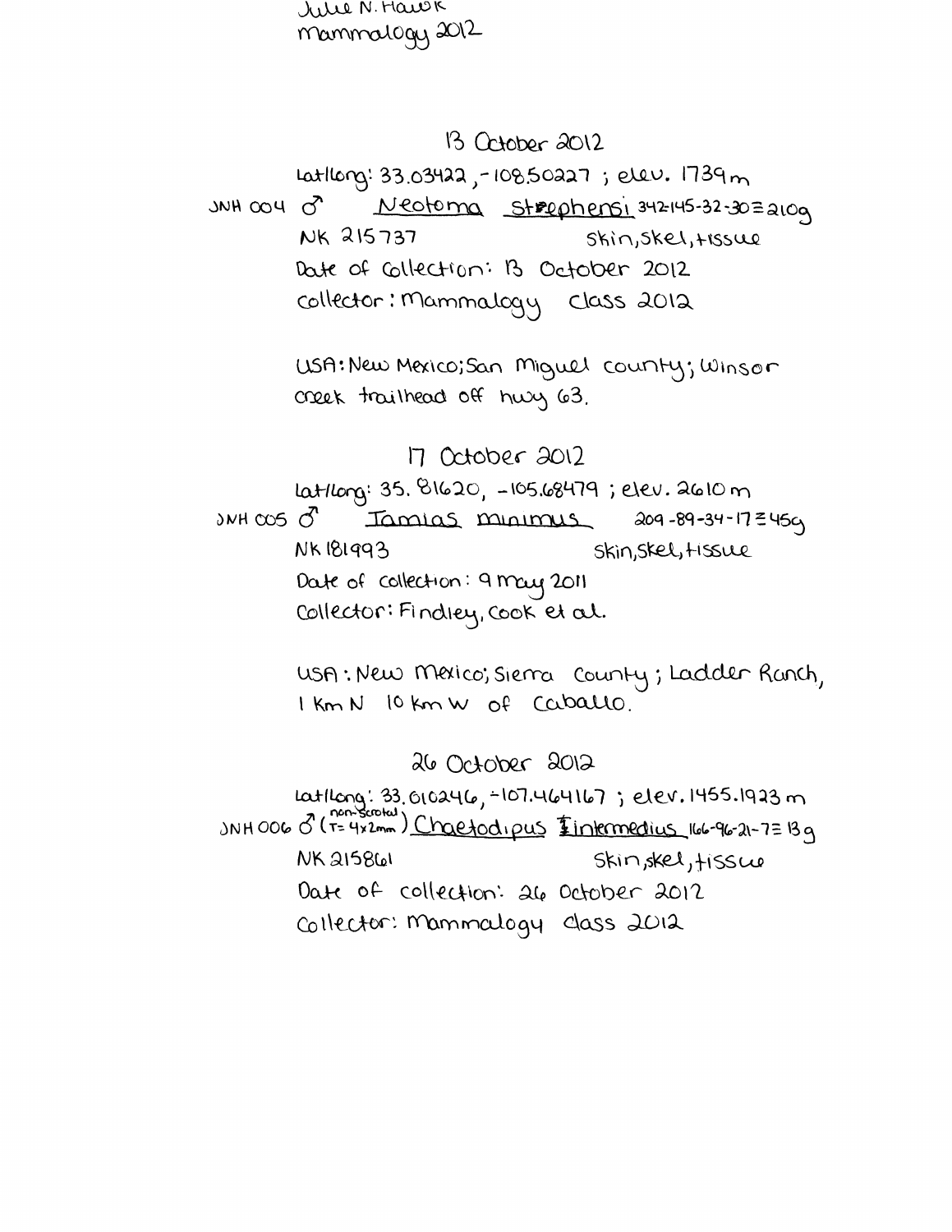Julie N. Hawk
Mammalogy 2012

13 October 2012

Lat/long: 33.03422, -108.50227 ; elev. 1739 m

JNH 004 ♂ *Neotoma stephensi* 342-145-32-30 = 210g

NK 215737 skin, skel, tissue

Date of collection: 13 October 2012

Collector: Mammalogy Class 2012

USA: New Mexico; San Miguel County; Winsor creek trailhead off hwy 63.

17 October 2012

Lat/long: 35.81620, -105.68479 ; elev. 2610 m

JNH 005 ♂ *Tamias minimus* 209-89-34-17 = 45g

NK 181993 skin, skel, tissue

Date of collection: 9 May 2011

Collector: Findley, Cook et al.

USA: New Mexico; Sierra County; Ladder Ranch, 1 km N 10 km W of Caballo.

26 October 2012

Lat/long: 33.010246, -107.464167 ; elev. 1455.1923 m

JNH 006 ♂ (non-scrotal T = 4x2mm) *Chaetodipus intermedius* 166-96-21-7 = 13g

NK 215861 skin, skel, tissue

Date of collection: 26 October 2012

Collector: Mammalogy class 2012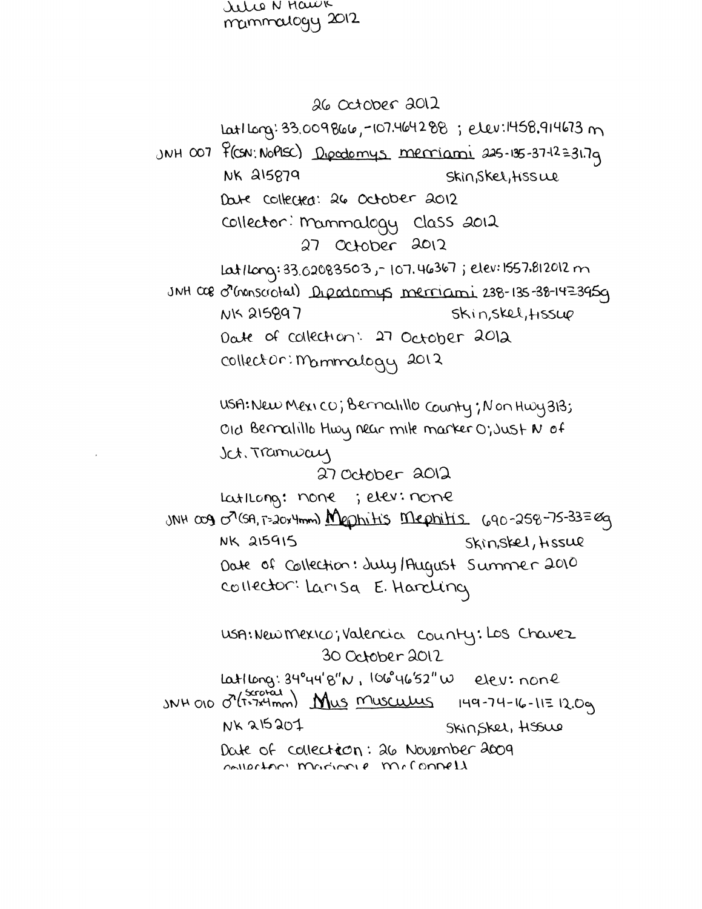Julie N Hawk
mammalogy 2012

26 October 2012

Lat/Long: 33.0098666, -107.4641288 ; elev: 1458.914673 m

JNH 007 ♀(CSN: NoPlSC) *Dipodomys merriami* 225-135-37-12=31.7g
NK 215879 Skin, Skel, tissue
Date collected: 26 October 2012
Collector: Mammalogy Class 2012

27 October 2012

Lat/Long: 33.02083503, -107.46367 ; elev: 1557.812012 m

JNH 008 ♂(nonscrotal) *Dipodomys merriami* 238-135-38-14=39.5g
NK 215897 skin, skel, tissue
Date of collection: 27 October 2012
collector: Mammalogy 2012

USA: New Mexico; Bernalillo County; N on Hwy 313; Old Bernalillo Hwy near mile marker 0; Just N of Jct. Tramway

27 October 2012

Lat/Long: none ; elev: none

JNH 009 ♂(SA, T=20x4mm) *Mephitis mephitis* 690-258-75-33=0g
NK 215915 Skin, skel, tissue
Date of Collection: July/August Summer 2010
collector: Larisa E. Harding

USA: New Mexico; Valencia County: Los Chavez

30 October 2012

Lat/Long: 34°44'8"N, 106°46'52"W elev: none

JNH 010 ♂(scrotal T=7x4mm) *Mus musculus* 149-74-16-11=12.0g
NK 215207 Skin, Skel, tissue
Date of collection: 26 November 2009
collector: Marjorie McConnell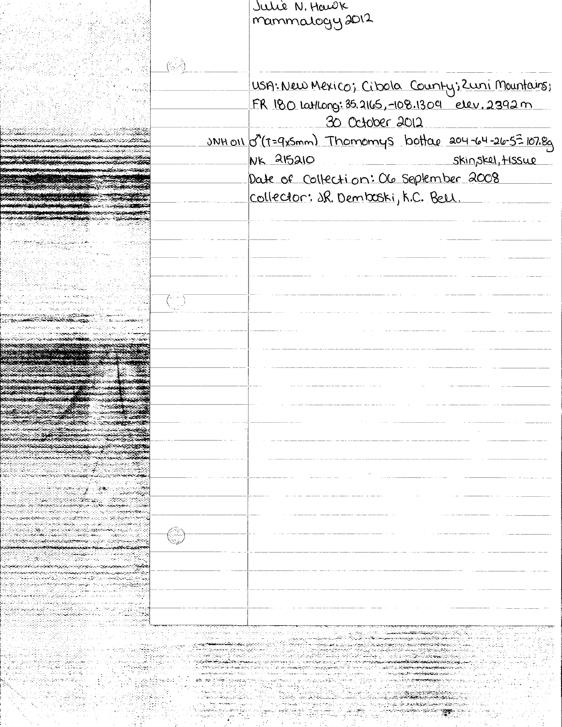Julie N. Hawk
mammalogy 2012

USA: New Mexico; Cibola County; Zuni Mountains; FR 180 lat/long: 35.2165, -108.1309 elev. 2392 m

30 October 2012

JNH 011 ♂ (T=9x5mm) Thomomys bottae 204-64-26-5=107.8g
NK 215210 skin, skel, tissue
Date of Collection: 06 September 2008
Collector: J.R. Demboski, K.C. Bell.